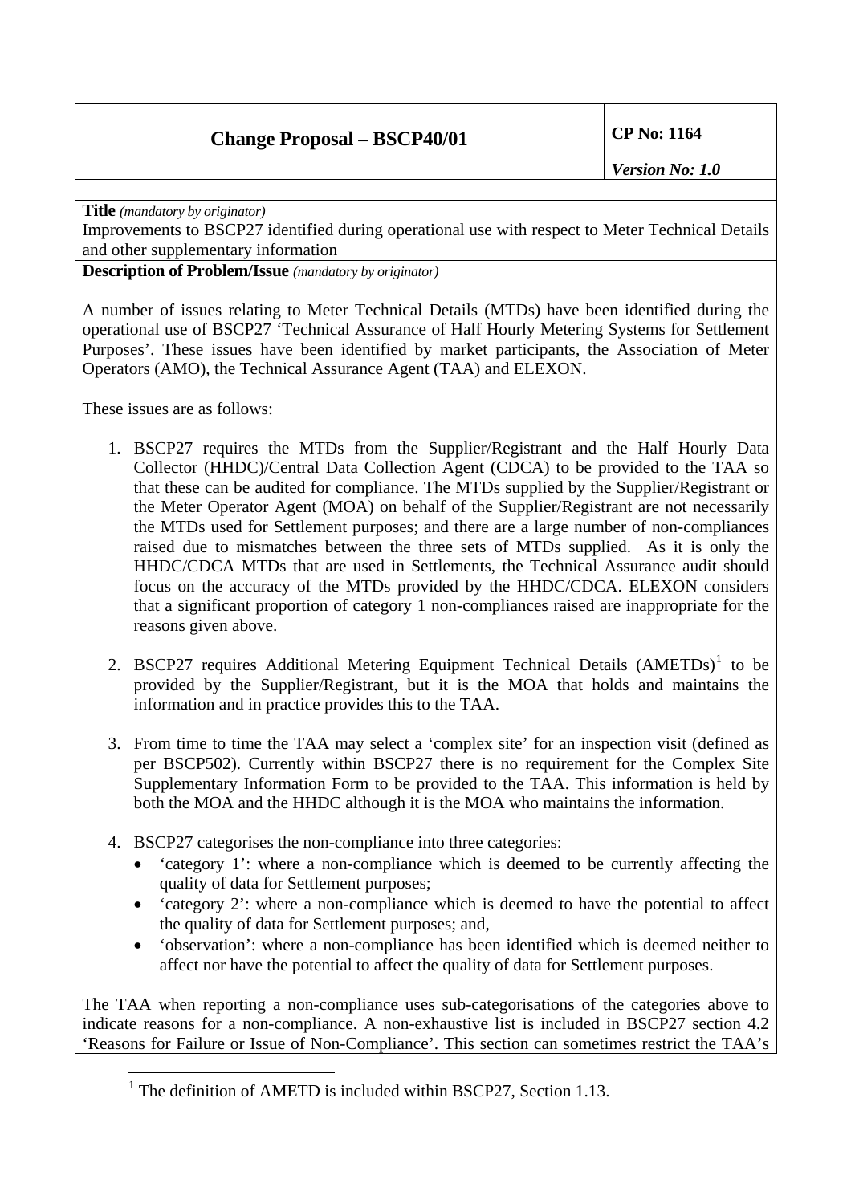| Change Proposal – BSCP40/01 | CP No: 1164<br>*Version No: 1.0* |
|---|---|

**Title** *(mandatory by originator)*

Improvements to BSCP27 identified during operational use with respect to Meter Technical Details and other supplementary information

**Description of Problem/Issue** *(mandatory by originator)*

A number of issues relating to Meter Technical Details (MTDs) have been identified during the operational use of BSCP27 'Technical Assurance of Half Hourly Metering Systems for Settlement Purposes'. These issues have been identified by market participants, the Association of Meter Operators (AMO), the Technical Assurance Agent (TAA) and ELEXON.

These issues are as follows:

1. BSCP27 requires the MTDs from the Supplier/Registrant and the Half Hourly Data Collector (HHDC)/Central Data Collection Agent (CDCA) to be provided to the TAA so that these can be audited for compliance. The MTDs supplied by the Supplier/Registrant or the Meter Operator Agent (MOA) on behalf of the Supplier/Registrant are not necessarily the MTDs used for Settlement purposes; and there are a large number of non-compliances raised due to mismatches between the three sets of MTDs supplied. As it is only the HHDC/CDCA MTDs that are used in Settlements, the Technical Assurance audit should focus on the accuracy of the MTDs provided by the HHDC/CDCA. ELEXON considers that a significant proportion of category 1 non-compliances raised are inappropriate for the reasons given above.

2. BSCP27 requires Additional Metering Equipment Technical Details (AMETDs)[1] to be provided by the Supplier/Registrant, but it is the MOA that holds and maintains the information and in practice provides this to the TAA.

3. From time to time the TAA may select a 'complex site' for an inspection visit (defined as per BSCP502). Currently within BSCP27 there is no requirement for the Complex Site Supplementary Information Form to be provided to the TAA. This information is held by both the MOA and the HHDC although it is the MOA who maintains the information.

4. BSCP27 categorises the non-compliance into three categories:
   - 'category 1': where a non-compliance which is deemed to be currently affecting the quality of data for Settlement purposes;
   - 'category 2': where a non-compliance which is deemed to have the potential to affect the quality of data for Settlement purposes; and,
   - 'observation': where a non-compliance has been identified which is deemed neither to affect nor have the potential to affect the quality of data for Settlement purposes.

The TAA when reporting a non-compliance uses sub-categorisations of the categories above to indicate reasons for a non-compliance. A non-exhaustive list is included in BSCP27 section 4.2 'Reasons for Failure or Issue of Non-Compliance'. This section can sometimes restrict the TAA's

[1] The definition of AMETD is included within BSCP27, Section 1.13.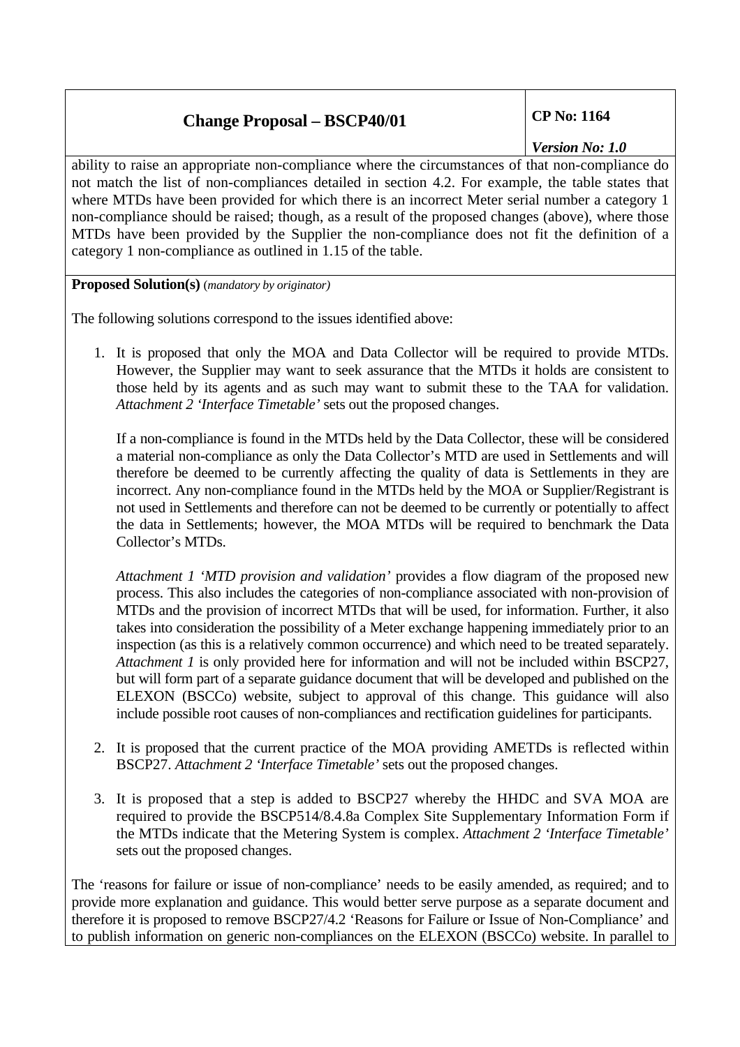ability to raise an appropriate non-compliance where the circumstances of that non-compliance do not match the list of non-compliances detailed in section 4.2. For example, the table states that where MTDs have been provided for which there is an incorrect Meter serial number a category 1 non-compliance should be raised; though, as a result of the proposed changes (above), where those MTDs have been provided by the Supplier the non-compliance does not fit the definition of a category 1 non-compliance as outlined in 1.15 of the table.

**Proposed Solution(s)** (*mandatory by originator)*

The following solutions correspond to the issues identified above:

1. It is proposed that only the MOA and Data Collector will be required to provide MTDs. However, the Supplier may want to seek assurance that the MTDs it holds are consistent to those held by its agents and as such may want to submit these to the TAA for validation. *Attachment 2 'Interface Timetable'* sets out the proposed changes.

   If a non-compliance is found in the MTDs held by the Data Collector, these will be considered a material non-compliance as only the Data Collector's MTD are used in Settlements and will therefore be deemed to be currently affecting the quality of data is Settlements in they are incorrect. Any non-compliance found in the MTDs held by the MOA or Supplier/Registrant is not used in Settlements and therefore can not be deemed to be currently or potentially to affect the data in Settlements; however, the MOA MTDs will be required to benchmark the Data Collector's MTDs.

   *Attachment 1 'MTD provision and validation'* provides a flow diagram of the proposed new process. This also includes the categories of non-compliance associated with non-provision of MTDs and the provision of incorrect MTDs that will be used, for information. Further, it also takes into consideration the possibility of a Meter exchange happening immediately prior to an inspection (as this is a relatively common occurrence) and which need to be treated separately. *Attachment 1* is only provided here for information and will not be included within BSCP27, but will form part of a separate guidance document that will be developed and published on the ELEXON (BSCCo) website, subject to approval of this change. This guidance will also include possible root causes of non-compliances and rectification guidelines for participants.

2. It is proposed that the current practice of the MOA providing AMETDs is reflected within BSCP27. *Attachment 2 'Interface Timetable'* sets out the proposed changes.

3. It is proposed that a step is added to BSCP27 whereby the HHDC and SVA MOA are required to provide the BSCP514/8.4.8a Complex Site Supplementary Information Form if the MTDs indicate that the Metering System is complex. *Attachment 2 'Interface Timetable'* sets out the proposed changes.

The 'reasons for failure or issue of non-compliance' needs to be easily amended, as required; and to provide more explanation and guidance. This would better serve purpose as a separate document and therefore it is proposed to remove BSCP27/4.2 'Reasons for Failure or Issue of Non-Compliance' and to publish information on generic non-compliances on the ELEXON (BSCCo) website. In parallel to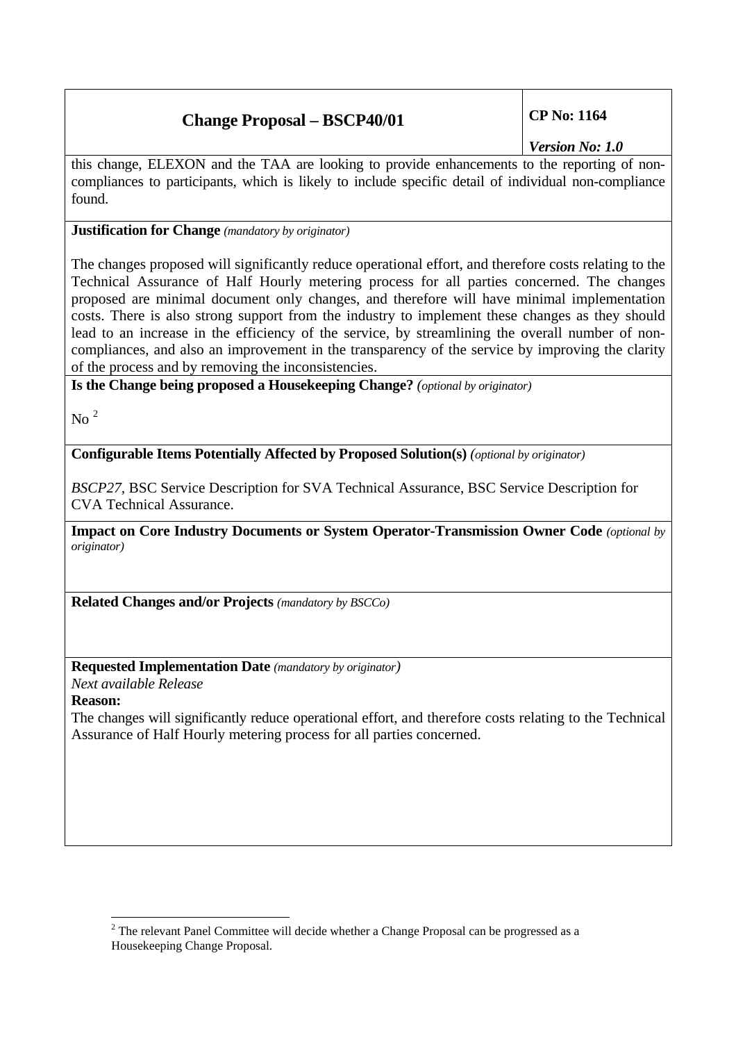this change, ELEXON and the TAA are looking to provide enhancements to the reporting of non-compliances to participants, which is likely to include specific detail of individual non-compliance found.

**Justification for Change** *(mandatory by originator)*

The changes proposed will significantly reduce operational effort, and therefore costs relating to the Technical Assurance of Half Hourly metering process for all parties concerned. The changes proposed are minimal document only changes, and therefore will have minimal implementation costs. There is also strong support from the industry to implement these changes as they should lead to an increase in the efficiency of the service, by streamlining the overall number of non-compliances, and also an improvement in the transparency of the service by improving the clarity of the process and by removing the inconsistencies.

**Is the Change being proposed a Housekeeping Change?** *(optional by originator)*

No [2]

**Configurable Items Potentially Affected by Proposed Solution(s)** *(optional by originator)*

*BSCP27*, BSC Service Description for SVA Technical Assurance, BSC Service Description for CVA Technical Assurance.

**Impact on Core Industry Documents or System Operator-Transmission Owner Code** *(optional by originator)*

**Related Changes and/or Projects** *(mandatory by BSCCo)*

**Requested Implementation Date** *(mandatory by originator)*

*Next available Release*

**Reason:**

The changes will significantly reduce operational effort, and therefore costs relating to the Technical Assurance of Half Hourly metering process for all parties concerned.

[2] The relevant Panel Committee will decide whether a Change Proposal can be progressed as a Housekeeping Change Proposal.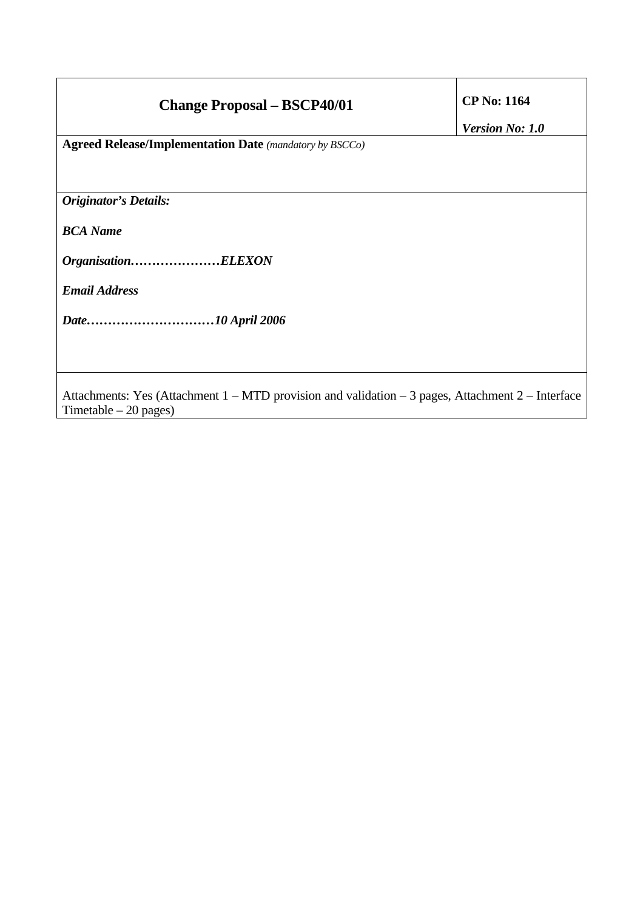| **Change Proposal – BSCP40/01** | **CP No: 1164**<br>***Version No: 1.0*** |
|---|---|
| **Agreed Release/Implementation Date** *(mandatory by BSCCo)* | |
| ***Originator's Details:***<br><br>***BCA Name***<br><br>***Organisation…………………ELEXON***<br><br>***Email Address***<br><br>***Date…………………………10 April 2006*** | |
| Attachments: Yes (Attachment 1 – MTD provision and validation – 3 pages, Attachment 2 – Interface Timetable – 20 pages) | |